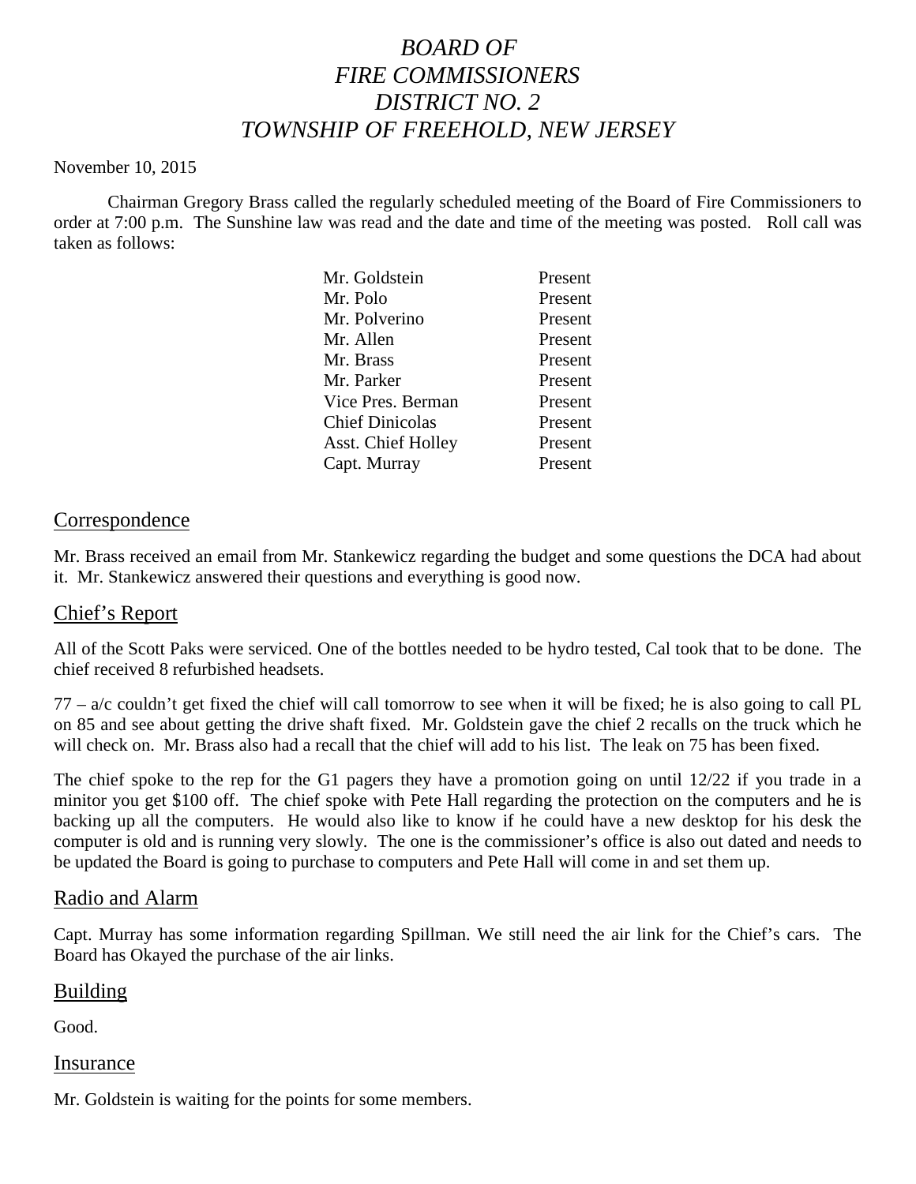# *BOARD OF FIRE COMMISSIONERS DISTRICT NO. 2 TOWNSHIP OF FREEHOLD, NEW JERSEY*

November 10, 2015

Chairman Gregory Brass called the regularly scheduled meeting of the Board of Fire Commissioners to order at 7:00 p.m. The Sunshine law was read and the date and time of the meeting was posted. Roll call was taken as follows:

| | |
|---|---|
| Mr. Goldstein | Present |
| Mr. Polo | Present |
| Mr. Polverino | Present |
| Mr. Allen | Present |
| Mr. Brass | Present |
| Mr. Parker | Present |
| Vice Pres. Berman | Present |
| Chief Dinicolas | Present |
| Asst. Chief Holley | Present |
| Capt. Murray | Present |

## Correspondence

Mr. Brass received an email from Mr. Stankewicz regarding the budget and some questions the DCA had about it. Mr. Stankewicz answered their questions and everything is good now.

## Chief's Report

All of the Scott Paks were serviced. One of the bottles needed to be hydro tested, Cal took that to be done. The chief received 8 refurbished headsets.

77 – a/c couldn't get fixed the chief will call tomorrow to see when it will be fixed; he is also going to call PL on 85 and see about getting the drive shaft fixed. Mr. Goldstein gave the chief 2 recalls on the truck which he will check on. Mr. Brass also had a recall that the chief will add to his list. The leak on 75 has been fixed.

The chief spoke to the rep for the G1 pagers they have a promotion going on until 12/22 if you trade in a minitor you get $100 off. The chief spoke with Pete Hall regarding the protection on the computers and he is backing up all the computers. He would also like to know if he could have a new desktop for his desk the computer is old and is running very slowly. The one is the commissioner's office is also out dated and needs to be updated the Board is going to purchase to computers and Pete Hall will come in and set them up.

## Radio and Alarm

Capt. Murray has some information regarding Spillman. We still need the air link for the Chief's cars. The Board has Okayed the purchase of the air links.

## Building

Good.

## Insurance

Mr. Goldstein is waiting for the points for some members.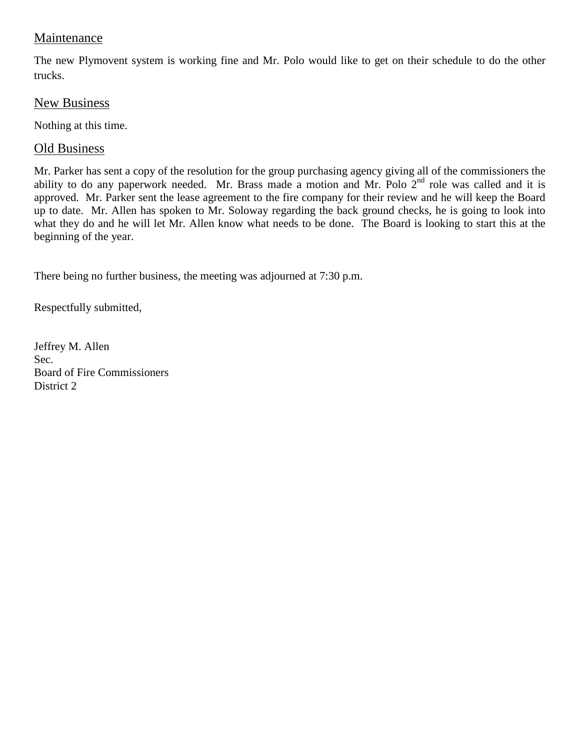## Maintenance

The new Plymovent system is working fine and Mr. Polo would like to get on their schedule to do the other trucks.

## New Business

Nothing at this time.

## Old Business

Mr. Parker has sent a copy of the resolution for the group purchasing agency giving all of the commissioners the ability to do any paperwork needed. Mr. Brass made a motion and Mr. Polo 2nd role was called and it is approved. Mr. Parker sent the lease agreement to the fire company for their review and he will keep the Board up to date. Mr. Allen has spoken to Mr. Soloway regarding the back ground checks, he is going to look into what they do and he will let Mr. Allen know what needs to be done. The Board is looking to start this at the beginning of the year.

There being no further business, the meeting was adjourned at 7:30 p.m.

Respectfully submitted,

Jeffrey M. Allen
Sec.
Board of Fire Commissioners
District 2